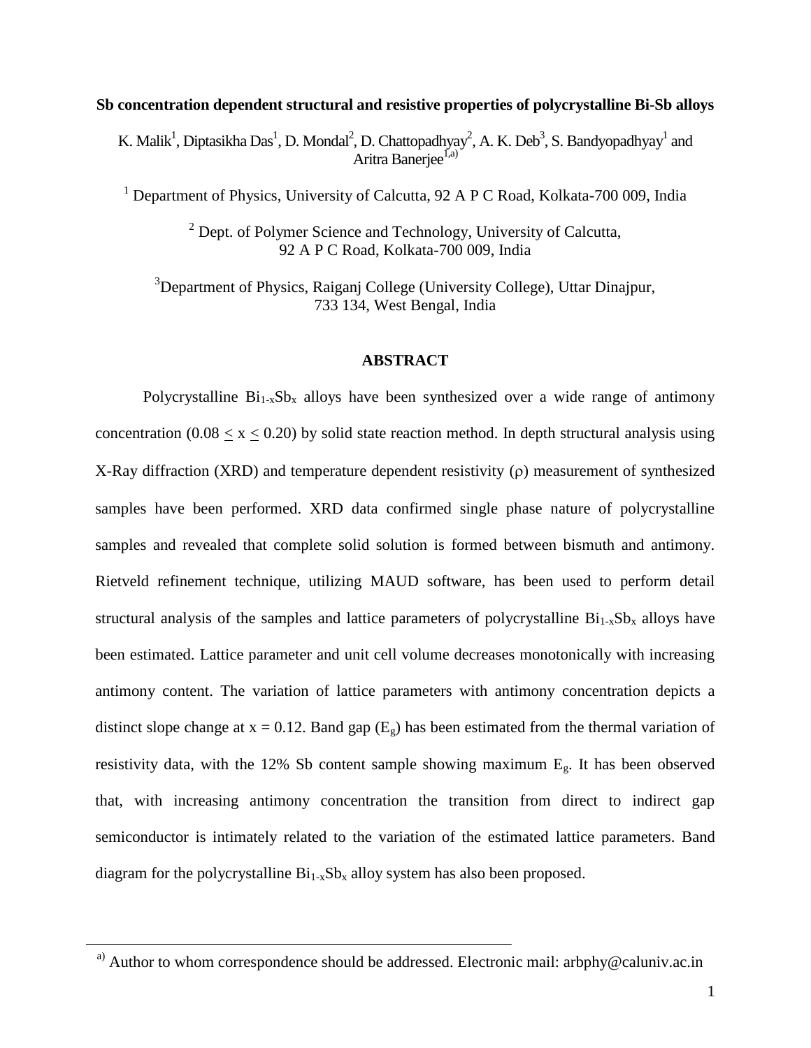**Sb concentration dependent structural and resistive properties of polycrystalline Bi-Sb alloys**

K. Malik[1], Diptasikha Das[1], D. Mondal[2], D. Chattopadhyay[2], A. K. Deb[3], S. Bandyopadhyay[1] and Aritra Banerjee[1,a)]

[1] Department of Physics, University of Calcutta, 92 A P C Road, Kolkata-700 009, India

[2] Dept. of Polymer Science and Technology, University of Calcutta, 92 A P C Road, Kolkata-700 009, India

[3] Department of Physics, Raiganj College (University College), Uttar Dinajpur, 733 134, West Bengal, India

## ABSTRACT

Polycrystalline $Bi_{1-x}Sb_x$ alloys have been synthesized over a wide range of antimony concentration ($0.08 \leq x \leq 0.20$) by solid state reaction method. In depth structural analysis using X-Ray diffraction (XRD) and temperature dependent resistivity ($\rho$) measurement of synthesized samples have been performed. XRD data confirmed single phase nature of polycrystalline samples and revealed that complete solid solution is formed between bismuth and antimony. Rietveld refinement technique, utilizing MAUD software, has been used to perform detail structural analysis of the samples and lattice parameters of polycrystalline $Bi_{1-x}Sb_x$ alloys have been estimated. Lattice parameter and unit cell volume decreases monotonically with increasing antimony content. The variation of lattice parameters with antimony concentration depicts a distinct slope change at $x = 0.12$. Band gap ($E_g$) has been estimated from the thermal variation of resistivity data, with the 12% Sb content sample showing maximum $E_g$. It has been observed that, with increasing antimony concentration the transition from direct to indirect gap semiconductor is intimately related to the variation of the estimated lattice parameters. Band diagram for the polycrystalline $Bi_{1-x}Sb_x$ alloy system has also been proposed.

---

[a)] Author to whom correspondence should be addressed. Electronic mail: arbphy@caluniv.ac.in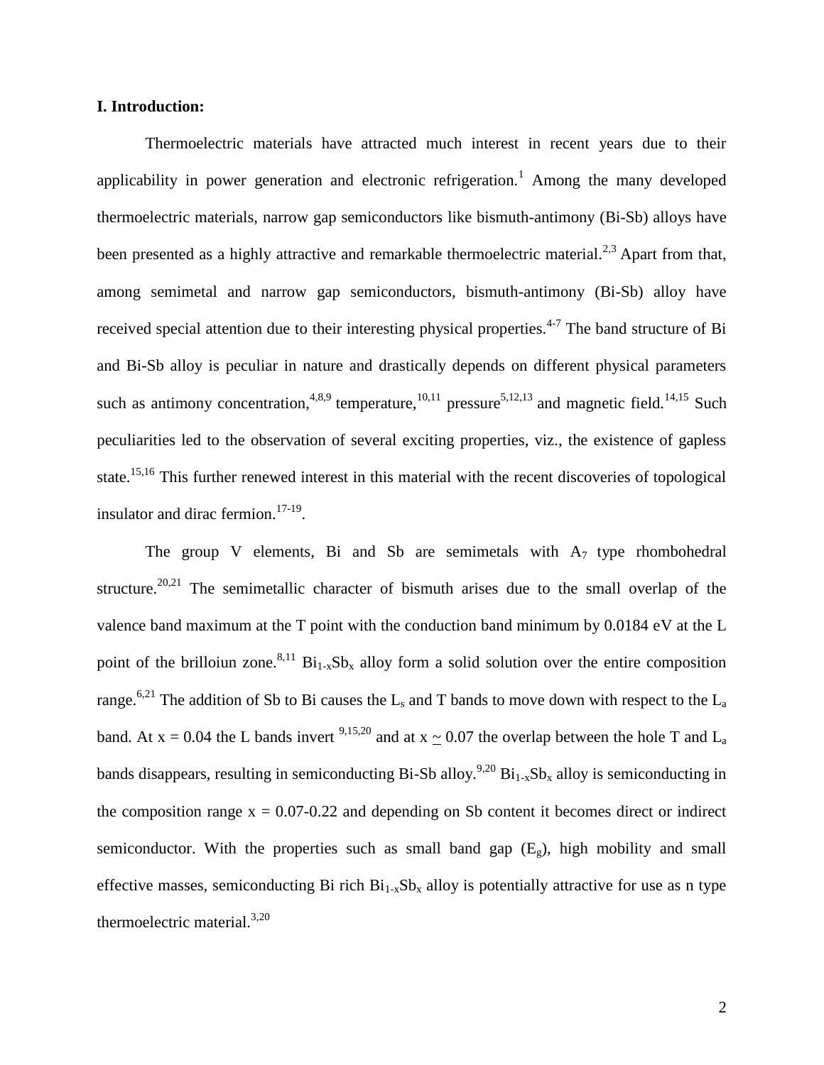**I. Introduction:**

Thermoelectric materials have attracted much interest in recent years due to their applicability in power generation and electronic refrigeration.[1] Among the many developed thermoelectric materials, narrow gap semiconductors like bismuth-antimony (Bi-Sb) alloys have been presented as a highly attractive and remarkable thermoelectric material.[2,3] Apart from that, among semimetal and narrow gap semiconductors, bismuth-antimony (Bi-Sb) alloy have received special attention due to their interesting physical properties.[4-7] The band structure of Bi and Bi-Sb alloy is peculiar in nature and drastically depends on different physical parameters such as antimony concentration,[4,8,9] temperature,[10,11] pressure[5,12,13] and magnetic field.[14,15] Such peculiarities led to the observation of several exciting properties, viz., the existence of gapless state.[15,16] This further renewed interest in this material with the recent discoveries of topological insulator and dirac fermion.[17-19].

The group V elements, Bi and Sb are semimetals with $A_7$ type rhombohedral structure.[20,21] The semimetallic character of bismuth arises due to the small overlap of the valence band maximum at the T point with the conduction band minimum by 0.0184 eV at the L point of the brilloiun zone.[8,11] $Bi_{1-x}Sb_x$ alloy form a solid solution over the entire composition range.[6,21] The addition of Sb to Bi causes the $L_s$ and T bands to move down with respect to the $L_a$ band. At x = 0.04 the L bands invert [9,15,20] and at x $\simeq$ 0.07 the overlap between the hole T and $L_a$ bands disappears, resulting in semiconducting Bi-Sb alloy.[9,20] $Bi_{1-x}Sb_x$ alloy is semiconducting in the composition range x = 0.07-0.22 and depending on Sb content it becomes direct or indirect semiconductor. With the properties such as small band gap ($E_g$), high mobility and small effective masses, semiconducting Bi rich $Bi_{1-x}Sb_x$ alloy is potentially attractive for use as n type thermoelectric material.[3,20]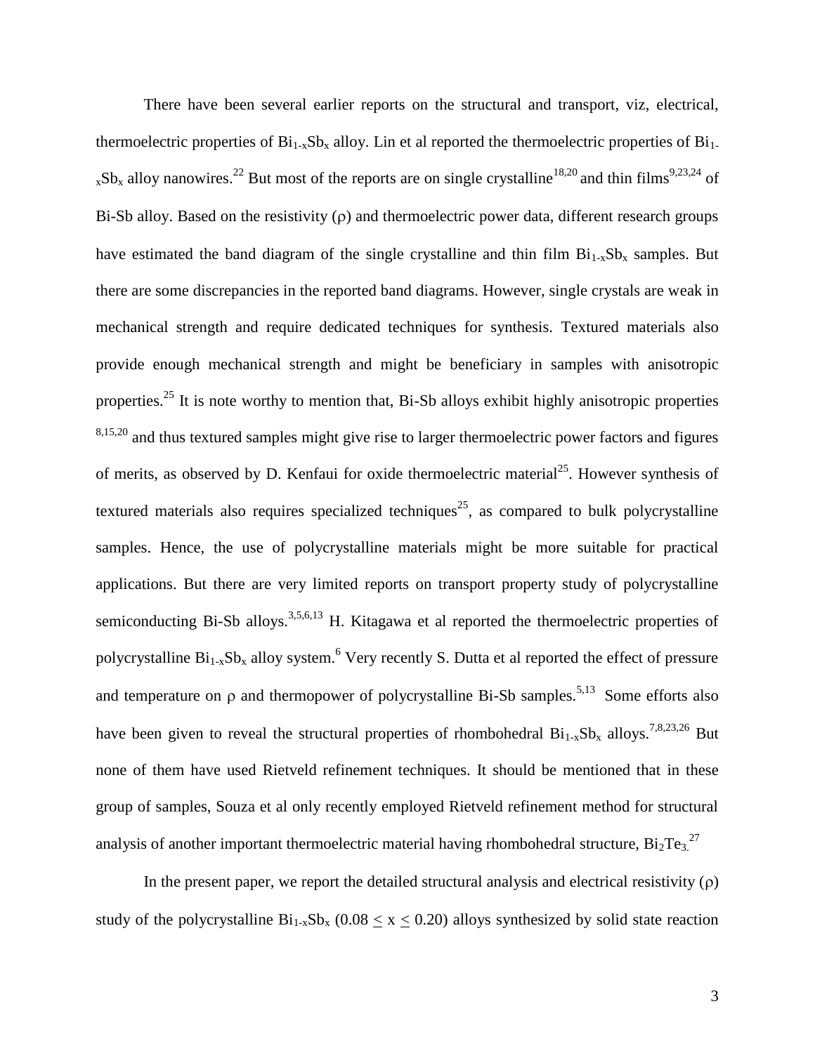There have been several earlier reports on the structural and transport, viz, electrical, thermoelectric properties of $Bi_{1-x}Sb_x$ alloy. Lin et al reported the thermoelectric properties of $Bi_{1-x}Sb_x$ alloy nanowires.[22] But most of the reports are on single crystalline[18,20] and thin films[9,23,24] of Bi-Sb alloy. Based on the resistivity ($\rho$) and thermoelectric power data, different research groups have estimated the band diagram of the single crystalline and thin film $Bi_{1-x}Sb_x$ samples. But there are some discrepancies in the reported band diagrams. However, single crystals are weak in mechanical strength and require dedicated techniques for synthesis. Textured materials also provide enough mechanical strength and might be beneficiary in samples with anisotropic properties.[25] It is note worthy to mention that, Bi-Sb alloys exhibit highly anisotropic properties [8,15,20] and thus textured samples might give rise to larger thermoelectric power factors and figures of merits, as observed by D. Kenfaui for oxide thermoelectric material[25]. However synthesis of textured materials also requires specialized techniques[25], as compared to bulk polycrystalline samples. Hence, the use of polycrystalline materials might be more suitable for practical applications. But there are very limited reports on transport property study of polycrystalline semiconducting Bi-Sb alloys.[3,5,6,13] H. Kitagawa et al reported the thermoelectric properties of polycrystalline $Bi_{1-x}Sb_x$ alloy system.[6] Very recently S. Dutta et al reported the effect of pressure and temperature on $\rho$ and thermopower of polycrystalline Bi-Sb samples.[5,13] Some efforts also have been given to reveal the structural properties of rhombohedral $Bi_{1-x}Sb_x$ alloys.[7,8,23,26] But none of them have used Rietveld refinement techniques. It should be mentioned that in these group of samples, Souza et al only recently employed Rietveld refinement method for structural analysis of another important thermoelectric material having rhombohedral structure, $Bi_2Te_3$.[27]

In the present paper, we report the detailed structural analysis and electrical resistivity ($\rho$) study of the polycrystalline $Bi_{1-x}Sb_x$ ($0.08 \leq x \leq 0.20$) alloys synthesized by solid state reaction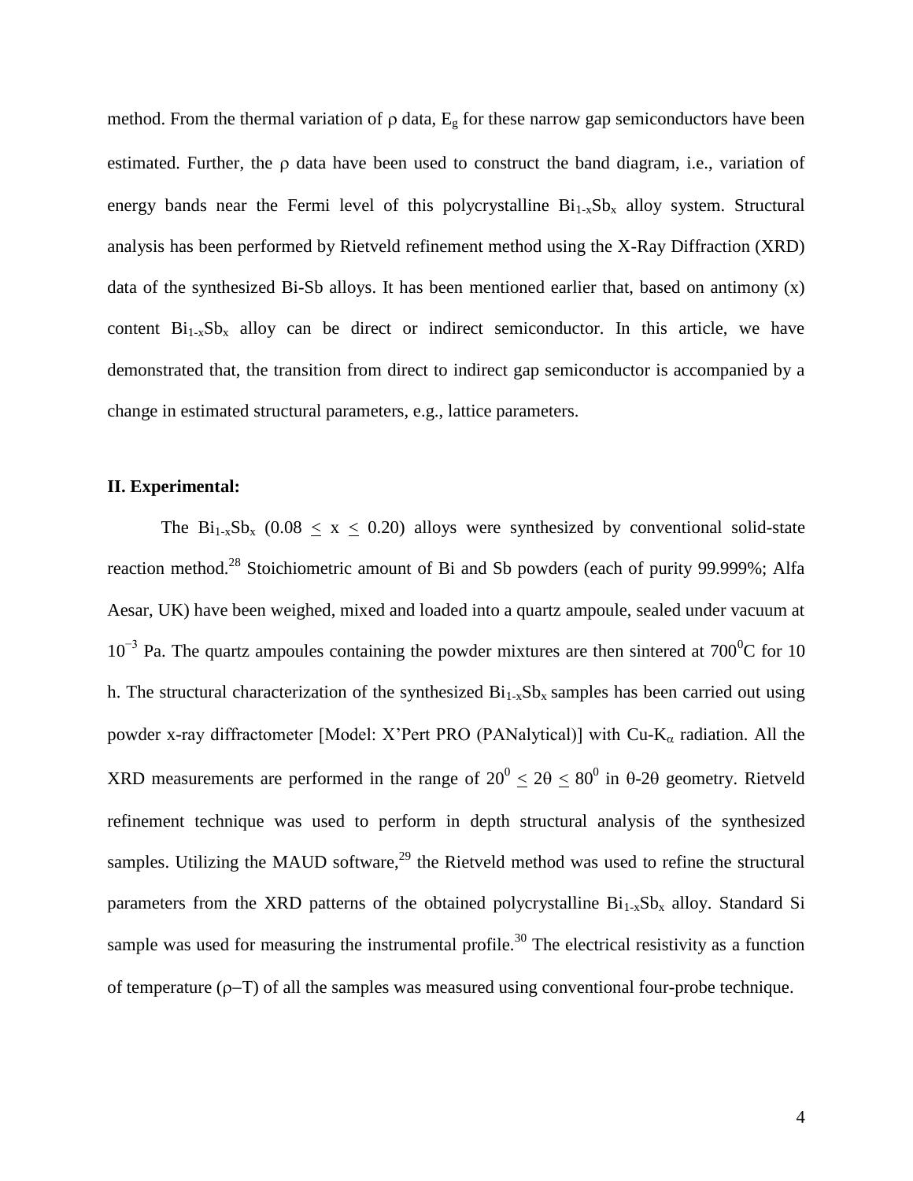method. From the thermal variation of $\rho$ data, $E_g$ for these narrow gap semiconductors have been estimated. Further, the $\rho$ data have been used to construct the band diagram, i.e., variation of energy bands near the Fermi level of this polycrystalline $Bi_{1-x}Sb_x$ alloy system. Structural analysis has been performed by Rietveld refinement method using the X-Ray Diffraction (XRD) data of the synthesized Bi-Sb alloys. It has been mentioned earlier that, based on antimony (x) content $Bi_{1-x}Sb_x$ alloy can be direct or indirect semiconductor. In this article, we have demonstrated that, the transition from direct to indirect gap semiconductor is accompanied by a change in estimated structural parameters, e.g., lattice parameters.

## II. Experimental:

The $Bi_{1-x}Sb_x$ ($0.08 \leq x \leq 0.20$) alloys were synthesized by conventional solid-state reaction method.[28] Stoichiometric amount of Bi and Sb powders (each of purity 99.999%; Alfa Aesar, UK) have been weighed, mixed and loaded into a quartz ampoule, sealed under vacuum at $10^{-3}$ Pa. The quartz ampoules containing the powder mixtures are then sintered at $700^0$C for 10 h. The structural characterization of the synthesized $Bi_{1-x}Sb_x$ samples has been carried out using powder x-ray diffractometer [Model: X'Pert PRO (PANalytical)] with Cu-$K_\alpha$ radiation. All the XRD measurements are performed in the range of $20^0 \leq 2\theta \leq 80^0$ in $\theta$-$2\theta$ geometry. Rietveld refinement technique was used to perform in depth structural analysis of the synthesized samples. Utilizing the MAUD software,[29] the Rietveld method was used to refine the structural parameters from the XRD patterns of the obtained polycrystalline $Bi_{1-x}Sb_x$ alloy. Standard Si sample was used for measuring the instrumental profile.[30] The electrical resistivity as a function of temperature ($\rho$–T) of all the samples was measured using conventional four-probe technique.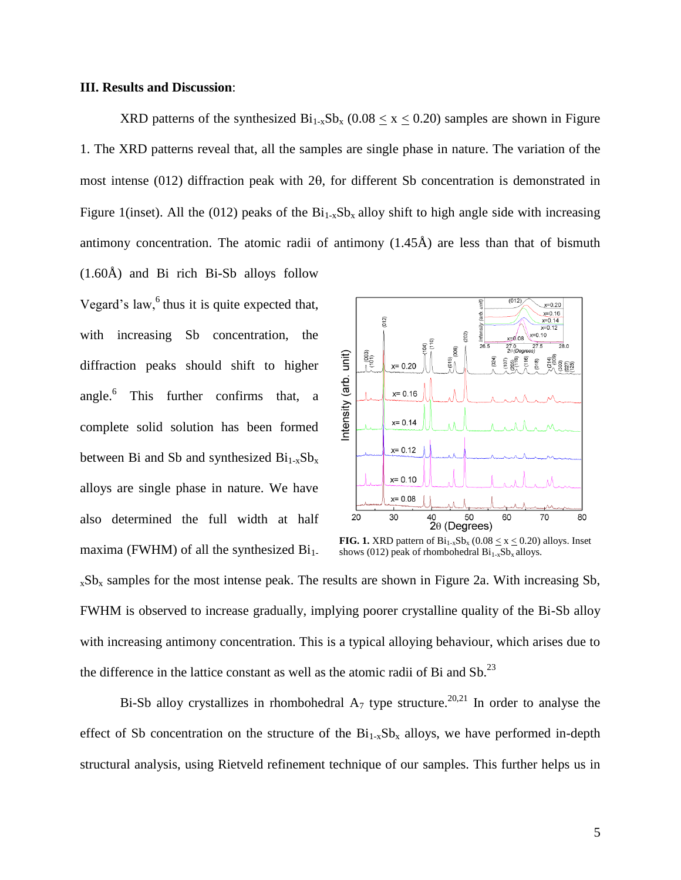### III. Results and Discussion:

XRD patterns of the synthesized $Bi_{1-x}Sb_x$ ($0.08 \leq x \leq 0.20$) samples are shown in Figure 1. The XRD patterns reveal that, all the samples are single phase in nature. The variation of the most intense (012) diffraction peak with 2θ, for different Sb concentration is demonstrated in Figure 1(inset). All the (012) peaks of the $Bi_{1-x}Sb_x$ alloy shift to high angle side with increasing antimony concentration. The atomic radii of antimony (1.45Å) are less than that of bismuth (1.60Å) and Bi rich Bi-Sb alloys follow Vegard's law,[6] thus it is quite expected that, with increasing Sb concentration, the diffraction peaks should shift to higher angle.[6] This further confirms that, a complete solid solution has been formed between Bi and Sb and synthesized $Bi_{1-x}Sb_x$ alloys are single phase in nature. We have also determined the full width at half maxima (FWHM) of all the synthesized $Bi_{1-x}Sb_x$ samples for the most intense peak. The results are shown in Figure 2a. With increasing Sb, FWHM is observed to increase gradually, implying poorer crystalline quality of the Bi-Sb alloy with increasing antimony concentration. This is a typical alloying behaviour, which arises due to the difference in the lattice constant as well as the atomic radii of Bi and Sb.[23]

**FIG. 1.** XRD pattern of $Bi_{1-x}Sb_x$ ($0.08 \leq x \leq 0.20$) alloys. Inset shows (012) peak of rhombohedral $Bi_{1-x}Sb_x$ alloys.

Bi-Sb alloy crystallizes in rhombohedral $A_7$ type structure.[20,21] In order to analyse the effect of Sb concentration on the structure of the $Bi_{1-x}Sb_x$ alloys, we have performed in-depth structural analysis, using Rietveld refinement technique of our samples. This further helps us in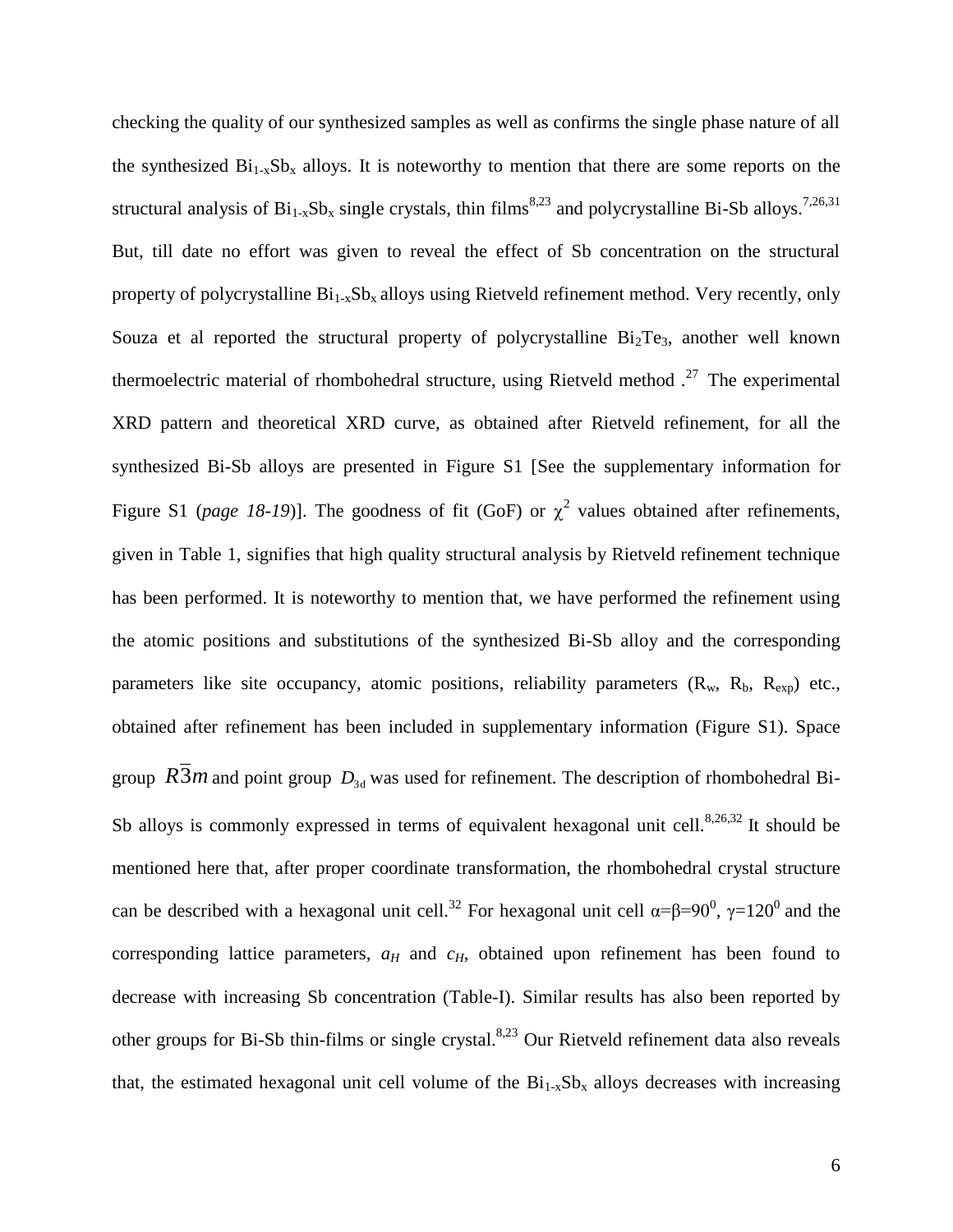checking the quality of our synthesized samples as well as confirms the single phase nature of all the synthesized $Bi_{1-x}Sb_x$ alloys. It is noteworthy to mention that there are some reports on the structural analysis of $Bi_{1-x}Sb_x$ single crystals, thin films[8,23] and polycrystalline Bi-Sb alloys.[7,26,31] But, till date no effort was given to reveal the effect of Sb concentration on the structural property of polycrystalline $Bi_{1-x}Sb_x$ alloys using Rietveld refinement method. Very recently, only Souza et al reported the structural property of polycrystalline $Bi_2Te_3$, another well known thermoelectric material of rhombohedral structure, using Rietveld method .[27] The experimental XRD pattern and theoretical XRD curve, as obtained after Rietveld refinement, for all the synthesized Bi-Sb alloys are presented in Figure S1 [See the supplementary information for Figure S1 (*page 18-19*)]. The goodness of fit (GoF) or $\chi^2$ values obtained after refinements, given in Table 1, signifies that high quality structural analysis by Rietveld refinement technique has been performed. It is noteworthy to mention that, we have performed the refinement using the atomic positions and substitutions of the synthesized Bi-Sb alloy and the corresponding parameters like site occupancy, atomic positions, reliability parameters ($R_w$, $R_b$, $R_{exp}$) etc., obtained after refinement has been included in supplementary information (Figure S1). Space group $R\bar{3}m$ and point group $D_{3d}$ was used for refinement. The description of rhombohedral Bi-Sb alloys is commonly expressed in terms of equivalent hexagonal unit cell.[8,26,32] It should be mentioned here that, after proper coordinate transformation, the rhombohedral crystal structure can be described with a hexagonal unit cell.[32] For hexagonal unit cell $\alpha=\beta=90^0$, $\gamma=120^0$ and the corresponding lattice parameters, $a_H$ and $c_H$, obtained upon refinement has been found to decrease with increasing Sb concentration (Table-I). Similar results has also been reported by other groups for Bi-Sb thin-films or single crystal.[8,23] Our Rietveld refinement data also reveals that, the estimated hexagonal unit cell volume of the $Bi_{1-x}Sb_x$ alloys decreases with increasing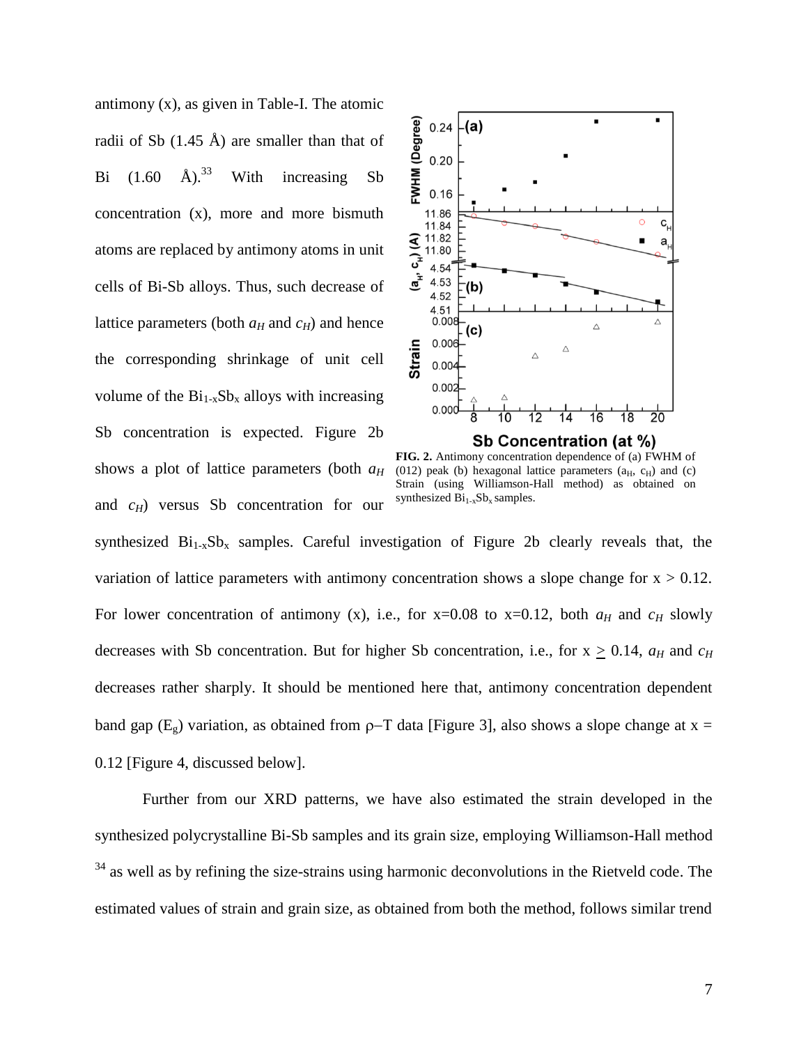antimony (x), as given in Table-I. The atomic radii of Sb (1.45 Å) are smaller than that of Bi (1.60 Å).[33] With increasing Sb concentration (x), more and more bismuth atoms are replaced by antimony atoms in unit cells of Bi-Sb alloys. Thus, such decrease of lattice parameters (both $a_H$ and $c_H$) and hence the corresponding shrinkage of unit cell volume of the $Bi_{1-x}Sb_x$ alloys with increasing Sb concentration is expected. Figure 2b shows a plot of lattice parameters (both $a_H$ and $c_H$) versus Sb concentration for our synthesized $Bi_{1-x}Sb_x$ samples. Careful investigation of Figure 2b clearly reveals that, the variation of lattice parameters with antimony concentration shows a slope change for $x > 0.12$. For lower concentration of antimony (x), i.e., for x=0.08 to x=0.12, both $a_H$ and $c_H$ slowly decreases with Sb concentration. But for higher Sb concentration, i.e., for $x \geq 0.14$, $a_H$ and $c_H$ decreases rather sharply. It should be mentioned here that, antimony concentration dependent band gap ($E_g$) variation, as obtained from ρ–T data [Figure 3], also shows a slope change at x = 0.12 [Figure 4, discussed below].

**FIG. 2.** Antimony concentration dependence of (a) FWHM of (012) peak (b) hexagonal lattice parameters ($a_H$, $c_H$) and (c) Strain (using Williamson-Hall method) as obtained on synthesized $Bi_{1-x}Sb_x$ samples.

Further from our XRD patterns, we have also estimated the strain developed in the synthesized polycrystalline Bi-Sb samples and its grain size, employing Williamson-Hall method [34] as well as by refining the size-strains using harmonic deconvolutions in the Rietveld code. The estimated values of strain and grain size, as obtained from both the method, follows similar trend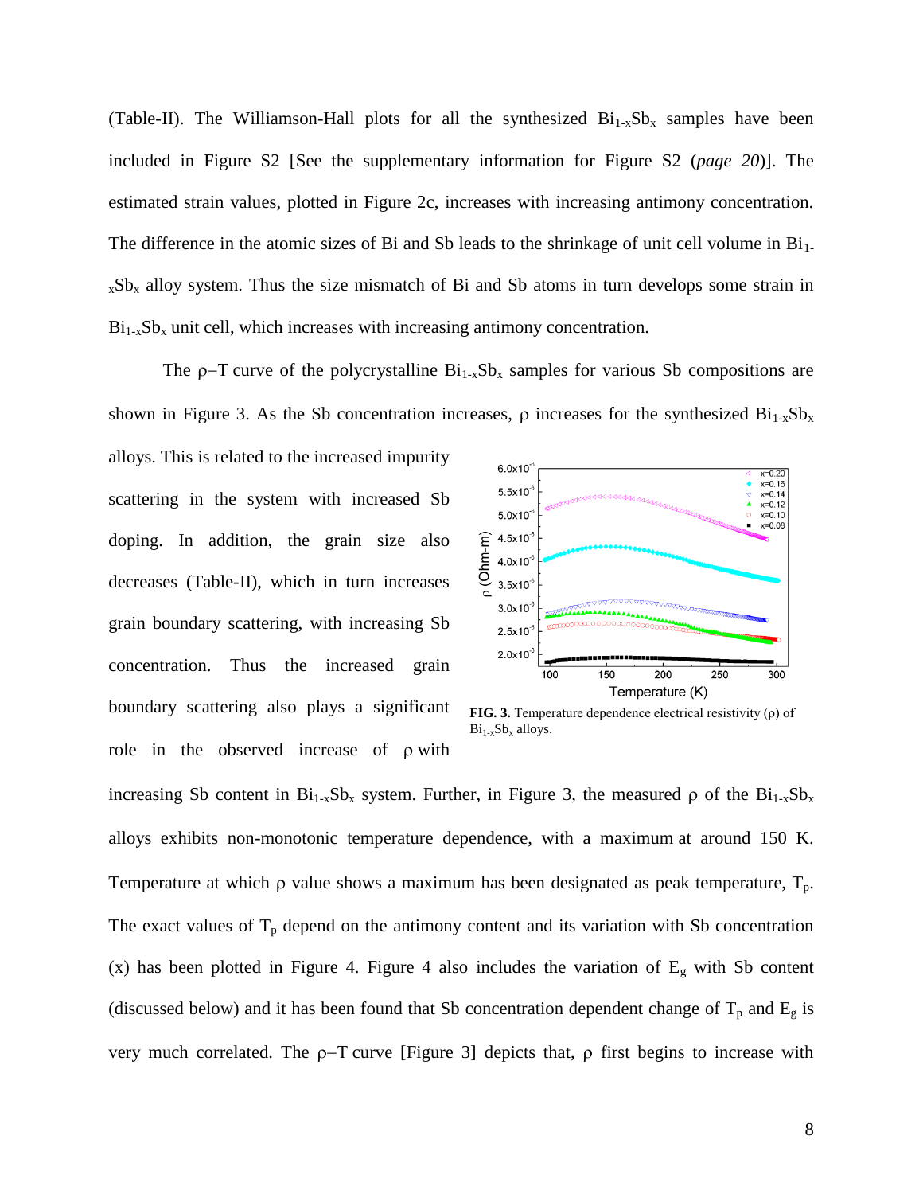(Table-II). The Williamson-Hall plots for all the synthesized $Bi_{1-x}Sb_x$ samples have been included in Figure S2 [See the supplementary information for Figure S2 (*page 20*)]. The estimated strain values, plotted in Figure 2c, increases with increasing antimony concentration. The difference in the atomic sizes of Bi and Sb leads to the shrinkage of unit cell volume in $Bi_{1-x}Sb_x$ alloy system. Thus the size mismatch of Bi and Sb atoms in turn develops some strain in $Bi_{1-x}Sb_x$ unit cell, which increases with increasing antimony concentration.

The ρ−T curve of the polycrystalline $Bi_{1-x}Sb_x$ samples for various Sb compositions are shown in Figure 3. As the Sb concentration increases, ρ increases for the synthesized $Bi_{1-x}Sb_x$ alloys. This is related to the increased impurity scattering in the system with increased Sb doping. In addition, the grain size also decreases (Table-II), which in turn increases grain boundary scattering, with increasing Sb concentration. Thus the increased grain boundary scattering also plays a significant role in the observed increase of ρ with increasing Sb content in $Bi_{1-x}Sb_x$ system. Further, in Figure 3, the measured ρ of the $Bi_{1-x}Sb_x$ alloys exhibits non-monotonic temperature dependence, with a maximum at around 150 K. Temperature at which ρ value shows a maximum has been designated as peak temperature, $T_p$. The exact values of $T_p$ depend on the antimony content and its variation with Sb concentration (x) has been plotted in Figure 4. Figure 4 also includes the variation of $E_g$ with Sb content (discussed below) and it has been found that Sb concentration dependent change of $T_p$ and $E_g$ is very much correlated. The ρ−T curve [Figure 3] depicts that, ρ first begins to increase with

**FIG. 3.** Temperature dependence electrical resistivity (ρ) of $Bi_{1-x}Sb_x$ alloys.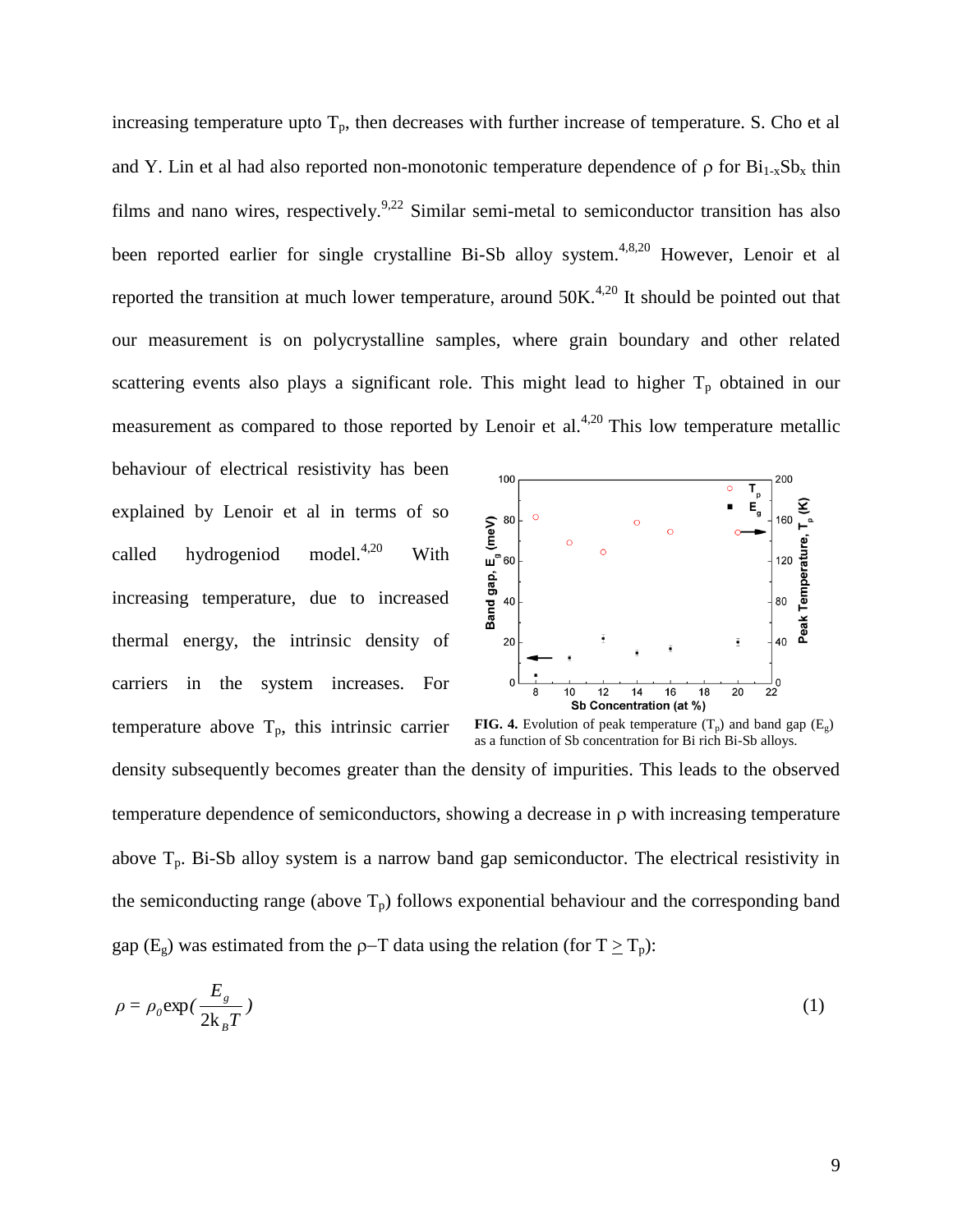increasing temperature upto $T_p$, then decreases with further increase of temperature. S. Cho et al and Y. Lin et al had also reported non-monotonic temperature dependence of ρ for $Bi_{1-x}Sb_x$ thin films and nano wires, respectively.[9,22] Similar semi-metal to semiconductor transition has also been reported earlier for single crystalline Bi-Sb alloy system.[4,8,20] However, Lenoir et al reported the transition at much lower temperature, around 50K.[4,20] It should be pointed out that our measurement is on polycrystalline samples, where grain boundary and other related scattering events also plays a significant role. This might lead to higher $T_p$ obtained in our measurement as compared to those reported by Lenoir et al.[4,20] This low temperature metallic behaviour of electrical resistivity has been explained by Lenoir et al in terms of so called hydrogeniod model.[4,20] With increasing temperature, due to increased thermal energy, the intrinsic density of carriers in the system increases. For temperature above $T_p$, this intrinsic carrier density subsequently becomes greater than the density of impurities. This leads to the observed temperature dependence of semiconductors, showing a decrease in ρ with increasing temperature above $T_p$. Bi-Sb alloy system is a narrow band gap semiconductor. The electrical resistivity in the semiconducting range (above $T_p$) follows exponential behaviour and the corresponding band gap ($E_g$) was estimated from the ρ–T data using the relation (for $T \geq T_p$):

**FIG. 4.** Evolution of peak temperature ($T_p$) and band gap ($E_g$) as a function of Sb concentration for Bi rich Bi-Sb alloys.

$$\rho = \rho_0 \exp\left(\frac{E_g}{2k_B T}\right) \tag{1}$$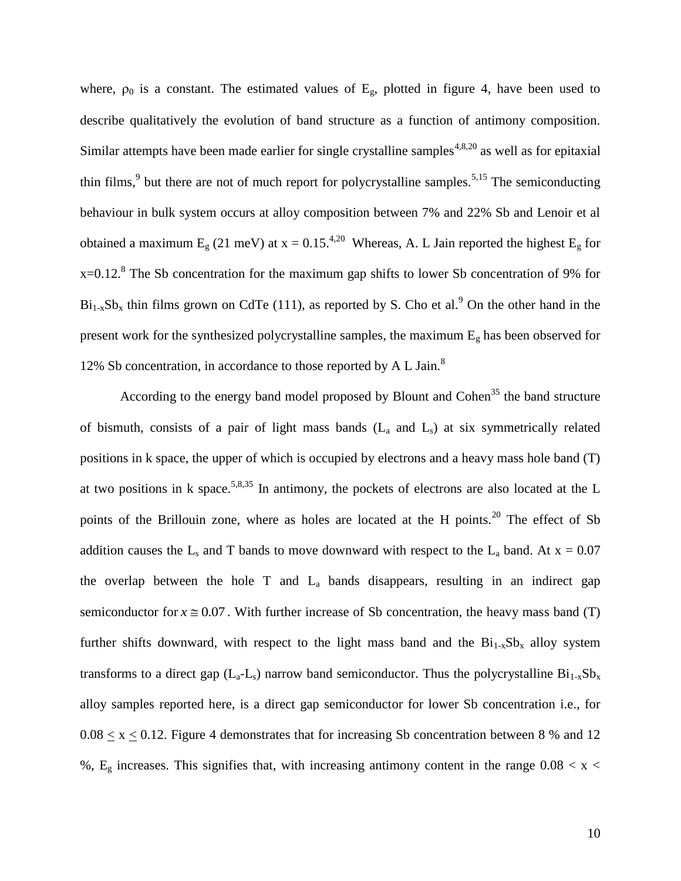where, $\rho_0$ is a constant. The estimated values of $E_g$, plotted in figure 4, have been used to describe qualitatively the evolution of band structure as a function of antimony composition. Similar attempts have been made earlier for single crystalline samples[4,8,20] as well as for epitaxial thin films,[9] but there are not of much report for polycrystalline samples.[5,15] The semiconducting behaviour in bulk system occurs at alloy composition between 7% and 22% Sb and Lenoir et al obtained a maximum $E_g$ (21 meV) at x = 0.15.[4,20] Whereas, A. L Jain reported the highest $E_g$ for x=0.12.[8] The Sb concentration for the maximum gap shifts to lower Sb concentration of 9% for $Bi_{1-x}Sb_x$ thin films grown on CdTe (111), as reported by S. Cho et al.[9] On the other hand in the present work for the synthesized polycrystalline samples, the maximum $E_g$ has been observed for 12% Sb concentration, in accordance to those reported by A L Jain.[8]

According to the energy band model proposed by Blount and Cohen[35] the band structure of bismuth, consists of a pair of light mass bands ($L_a$ and $L_s$) at six symmetrically related positions in k space, the upper of which is occupied by electrons and a heavy mass hole band (T) at two positions in k space.[5,8,35] In antimony, the pockets of electrons are also located at the L points of the Brillouin zone, where as holes are located at the H points.[20] The effect of Sb addition causes the $L_s$ and T bands to move downward with respect to the $L_a$ band. At x = 0.07 the overlap between the hole T and $L_a$ bands disappears, resulting in an indirect gap semiconductor for $x \cong 0.07$. With further increase of Sb concentration, the heavy mass band (T) further shifts downward, with respect to the light mass band and the $Bi_{1-x}Sb_x$ alloy system transforms to a direct gap ($L_a$-$L_s$) narrow band semiconductor. Thus the polycrystalline $Bi_{1-x}Sb_x$ alloy samples reported here, is a direct gap semiconductor for lower Sb concentration i.e., for $0.08 \leq x \leq 0.12$. Figure 4 demonstrates that for increasing Sb concentration between 8 % and 12 %, $E_g$ increases. This signifies that, with increasing antimony content in the range 0.08 < x <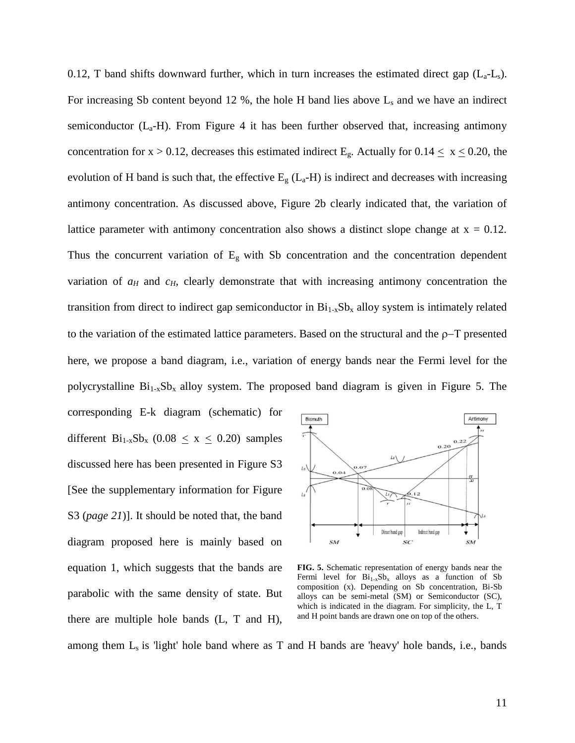0.12, T band shifts downward further, which in turn increases the estimated direct gap ($L_a$-$L_s$). For increasing Sb content beyond 12 %, the hole H band lies above $L_s$ and we have an indirect semiconductor ($L_a$-H). From Figure 4 it has been further observed that, increasing antimony concentration for $x > 0.12$, decreases this estimated indirect $E_g$. Actually for $0.14 \leq x \leq 0.20$, the evolution of H band is such that, the effective $E_g$ ($L_a$-H) is indirect and decreases with increasing antimony concentration. As discussed above, Figure 2b clearly indicated that, the variation of lattice parameter with antimony concentration also shows a distinct slope change at $x = 0.12$. Thus the concurrent variation of $E_g$ with Sb concentration and the concentration dependent variation of $a_H$ and $c_H$, clearly demonstrate that with increasing antimony concentration the transition from direct to indirect gap semiconductor in $Bi_{1-x}Sb_x$ alloy system is intimately related to the variation of the estimated lattice parameters. Based on the structural and the ρ−T presented here, we propose a band diagram, i.e., variation of energy bands near the Fermi level for the polycrystalline $Bi_{1-x}Sb_x$ alloy system. The proposed band diagram is given in Figure 5. The corresponding E-k diagram (schematic) for different $Bi_{1-x}Sb_x$ ($0.08 \leq x \leq 0.20$) samples discussed here has been presented in Figure S3 [See the supplementary information for Figure S3 (*page 21*)]. It should be noted that, the band diagram proposed here is mainly based on equation 1, which suggests that the bands are parabolic with the same density of state. But there are multiple hole bands (L, T and H), among them $L_s$ is 'light' hole band where as T and H bands are 'heavy' hole bands, i.e., bands

**FIG. 5.** Schematic representation of energy bands near the Fermi level for $Bi_{1-x}Sb_x$ alloys as a function of Sb composition (x). Depending on Sb concentration, Bi-Sb alloys can be semi-metal (SM) or Semiconductor (SC), which is indicated in the diagram. For simplicity, the L, T and H point bands are drawn one on top of the others.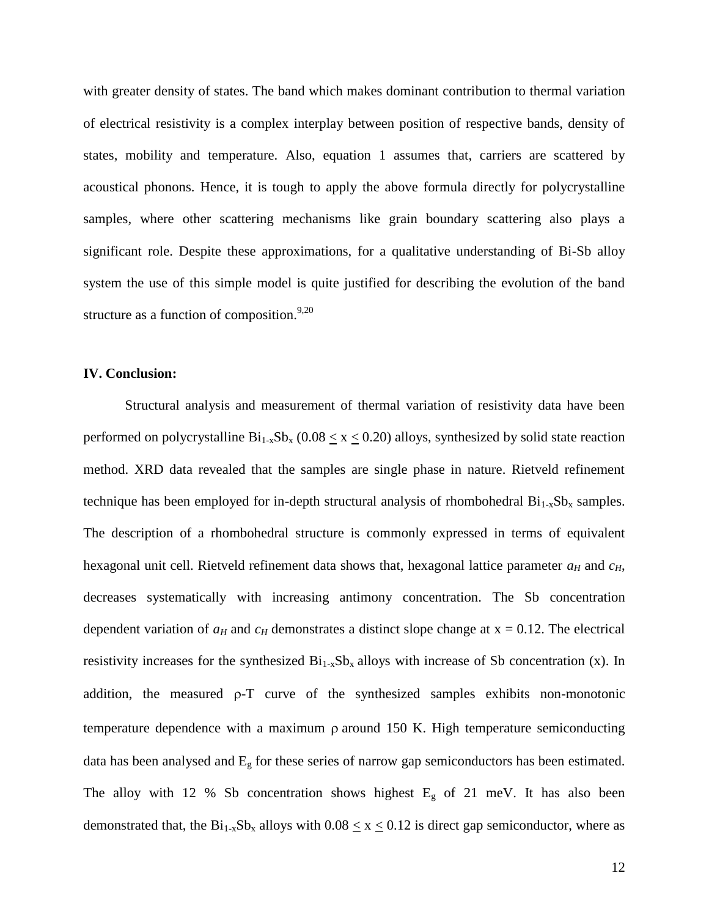with greater density of states. The band which makes dominant contribution to thermal variation of electrical resistivity is a complex interplay between position of respective bands, density of states, mobility and temperature. Also, equation 1 assumes that, carriers are scattered by acoustical phonons. Hence, it is tough to apply the above formula directly for polycrystalline samples, where other scattering mechanisms like grain boundary scattering also plays a significant role. Despite these approximations, for a qualitative understanding of Bi-Sb alloy system the use of this simple model is quite justified for describing the evolution of the band structure as a function of composition.[9,20]

## IV. Conclusion:

Structural analysis and measurement of thermal variation of resistivity data have been performed on polycrystalline $Bi_{1-x}Sb_x$ ($0.08 \leq x \leq 0.20$) alloys, synthesized by solid state reaction method. XRD data revealed that the samples are single phase in nature. Rietveld refinement technique has been employed for in-depth structural analysis of rhombohedral $Bi_{1-x}Sb_x$ samples. The description of a rhombohedral structure is commonly expressed in terms of equivalent hexagonal unit cell. Rietveld refinement data shows that, hexagonal lattice parameter $a_H$ and $c_H$, decreases systematically with increasing antimony concentration. The Sb concentration dependent variation of $a_H$ and $c_H$ demonstrates a distinct slope change at x = 0.12. The electrical resistivity increases for the synthesized $Bi_{1-x}Sb_x$ alloys with increase of Sb concentration (x). In addition, the measured $\rho$-T curve of the synthesized samples exhibits non-monotonic temperature dependence with a maximum $\rho$ around 150 K. High temperature semiconducting data has been analysed and $E_g$ for these series of narrow gap semiconductors has been estimated. The alloy with 12 % Sb concentration shows highest $E_g$ of 21 meV. It has also been demonstrated that, the $Bi_{1-x}Sb_x$ alloys with $0.08 \leq x \leq 0.12$ is direct gap semiconductor, where as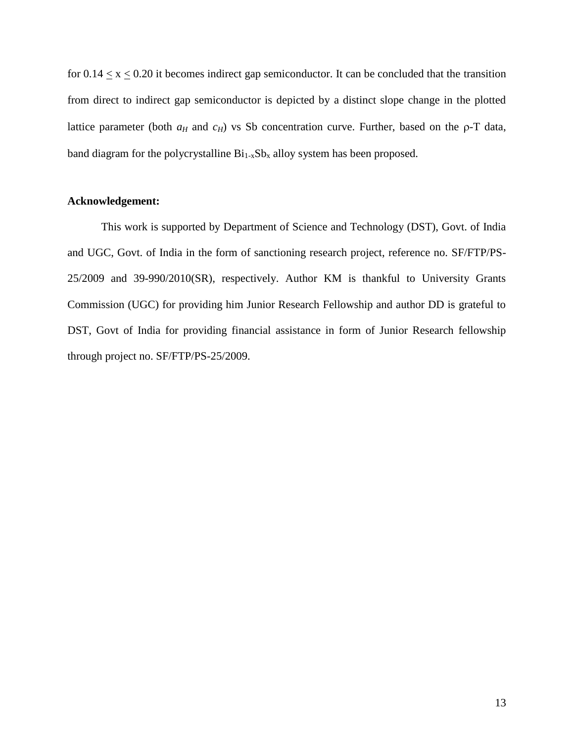for $0.14 \leq x \leq 0.20$ it becomes indirect gap semiconductor. It can be concluded that the transition from direct to indirect gap semiconductor is depicted by a distinct slope change in the plotted lattice parameter (both $a_H$ and $c_H$) vs Sb concentration curve. Further, based on the $\rho$-T data, band diagram for the polycrystalline $Bi_{1-x}Sb_x$ alloy system has been proposed.

**Acknowledgement:**

This work is supported by Department of Science and Technology (DST), Govt. of India and UGC, Govt. of India in the form of sanctioning research project, reference no. SF/FTP/PS-25/2009 and 39-990/2010(SR), respectively. Author KM is thankful to University Grants Commission (UGC) for providing him Junior Research Fellowship and author DD is grateful to DST, Govt of India for providing financial assistance in form of Junior Research fellowship through project no. SF/FTP/PS-25/2009.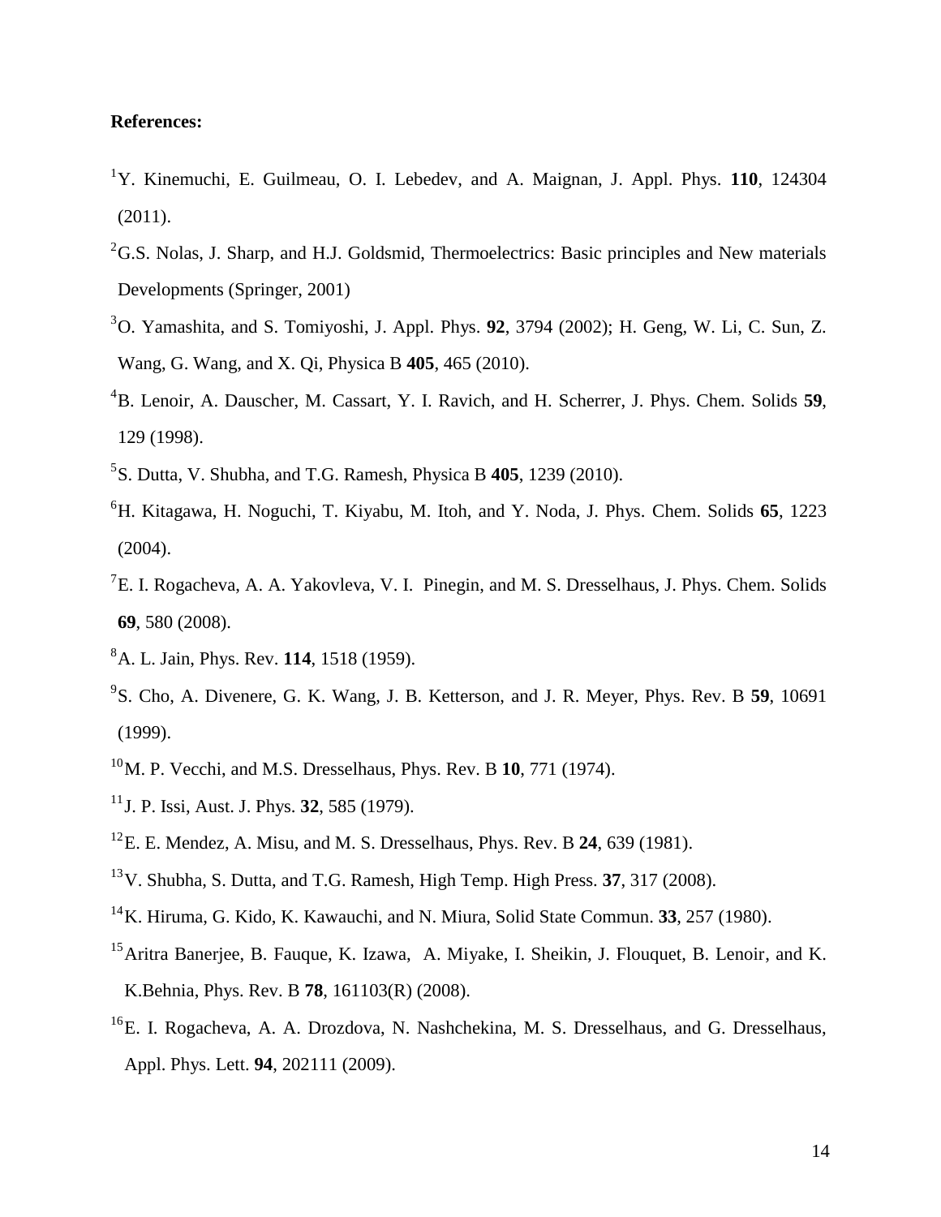**References:**

[1] Y. Kinemuchi, E. Guilmeau, O. I. Lebedev, and A. Maignan, J. Appl. Phys. **110**, 124304 (2011).

[2] G.S. Nolas, J. Sharp, and H.J. Goldsmid, Thermoelectrics: Basic principles and New materials Developments (Springer, 2001)

[3] O. Yamashita, and S. Tomiyoshi, J. Appl. Phys. **92**, 3794 (2002); H. Geng, W. Li, C. Sun, Z. Wang, G. Wang, and X. Qi, Physica B **405**, 465 (2010).

[4] B. Lenoir, A. Dauscher, M. Cassart, Y. I. Ravich, and H. Scherrer, J. Phys. Chem. Solids **59**, 129 (1998).

[5] S. Dutta, V. Shubha, and T.G. Ramesh, Physica B **405**, 1239 (2010).

[6] H. Kitagawa, H. Noguchi, T. Kiyabu, M. Itoh, and Y. Noda, J. Phys. Chem. Solids **65**, 1223 (2004).

[7] E. I. Rogacheva, A. A. Yakovleva, V. I. Pinegin, and M. S. Dresselhaus, J. Phys. Chem. Solids **69**, 580 (2008).

[8] A. L. Jain, Phys. Rev. **114**, 1518 (1959).

[9] S. Cho, A. Divenere, G. K. Wang, J. B. Ketterson, and J. R. Meyer, Phys. Rev. B **59**, 10691 (1999).

[10] M. P. Vecchi, and M.S. Dresselhaus, Phys. Rev. B **10**, 771 (1974).

[11] J. P. Issi, Aust. J. Phys. **32**, 585 (1979).

[12] E. E. Mendez, A. Misu, and M. S. Dresselhaus, Phys. Rev. B **24**, 639 (1981).

[13] V. Shubha, S. Dutta, and T.G. Ramesh, High Temp. High Press. **37**, 317 (2008).

[14] K. Hiruma, G. Kido, K. Kawauchi, and N. Miura, Solid State Commun. **33**, 257 (1980).

[15] Aritra Banerjee, B. Fauque, K. Izawa, A. Miyake, I. Sheikin, J. Flouquet, B. Lenoir, and K. K.Behnia, Phys. Rev. B **78**, 161103(R) (2008).

[16] E. I. Rogacheva, A. A. Drozdova, N. Nashchekina, M. S. Dresselhaus, and G. Dresselhaus, Appl. Phys. Lett. **94**, 202111 (2009).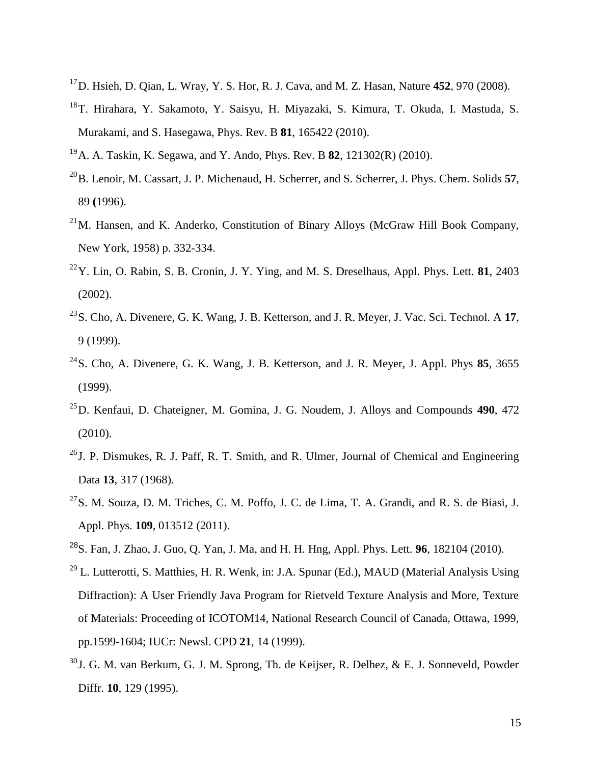[17] D. Hsieh, D. Qian, L. Wray, Y. S. Hor, R. J. Cava, and M. Z. Hasan, Nature **452**, 970 (2008).

[18] T. Hirahara, Y. Sakamoto, Y. Saisyu, H. Miyazaki, S. Kimura, T. Okuda, I. Mastuda, S. Murakami, and S. Hasegawa, Phys. Rev. B **81**, 165422 (2010).

[19] A. A. Taskin, K. Segawa, and Y. Ando, Phys. Rev. B **82**, 121302(R) (2010).

[20] B. Lenoir, M. Cassart, J. P. Michenaud, H. Scherrer, and S. Scherrer, J. Phys. Chem. Solids **57**, 89 **(**1996).

[21] M. Hansen, and K. Anderko, Constitution of Binary Alloys (McGraw Hill Book Company, New York, 1958) p. 332-334.

[22] Y. Lin, O. Rabin, S. B. Cronin, J. Y. Ying, and M. S. Dreselhaus, Appl. Phys. Lett. **81**, 2403 (2002).

[23] S. Cho, A. Divenere, G. K. Wang, J. B. Ketterson, and J. R. Meyer, J. Vac. Sci. Technol. A **17**, 9 (1999).

[24] S. Cho, A. Divenere, G. K. Wang, J. B. Ketterson, and J. R. Meyer, J. Appl. Phys **85**, 3655 (1999).

[25] D. Kenfaui, D. Chateigner, M. Gomina, J. G. Noudem, J. Alloys and Compounds **490**, 472 (2010).

[26] J. P. Dismukes, R. J. Paff, R. T. Smith, and R. Ulmer, Journal of Chemical and Engineering Data **13**, 317 (1968).

[27] S. M. Souza, D. M. Triches, C. M. Poffo, J. C. de Lima, T. A. Grandi, and R. S. de Biasi, J. Appl. Phys. **109**, 013512 (2011).

[28] S. Fan, J. Zhao, J. Guo, Q. Yan, J. Ma, and H. H. Hng, Appl. Phys. Lett. **96**, 182104 (2010).

[29] L. Lutterotti, S. Matthies, H. R. Wenk, in: J.A. Spunar (Ed.), MAUD (Material Analysis Using Diffraction): A User Friendly Java Program for Rietveld Texture Analysis and More, Texture of Materials: Proceeding of ICOTOM14, National Research Council of Canada, Ottawa, 1999, pp.1599-1604; IUCr: Newsl. CPD **21**, 14 (1999).

[30] J. G. M. van Berkum, G. J. M. Sprong, Th. de Keijser, R. Delhez, & E. J. Sonneveld, Powder Diffr. **10**, 129 (1995).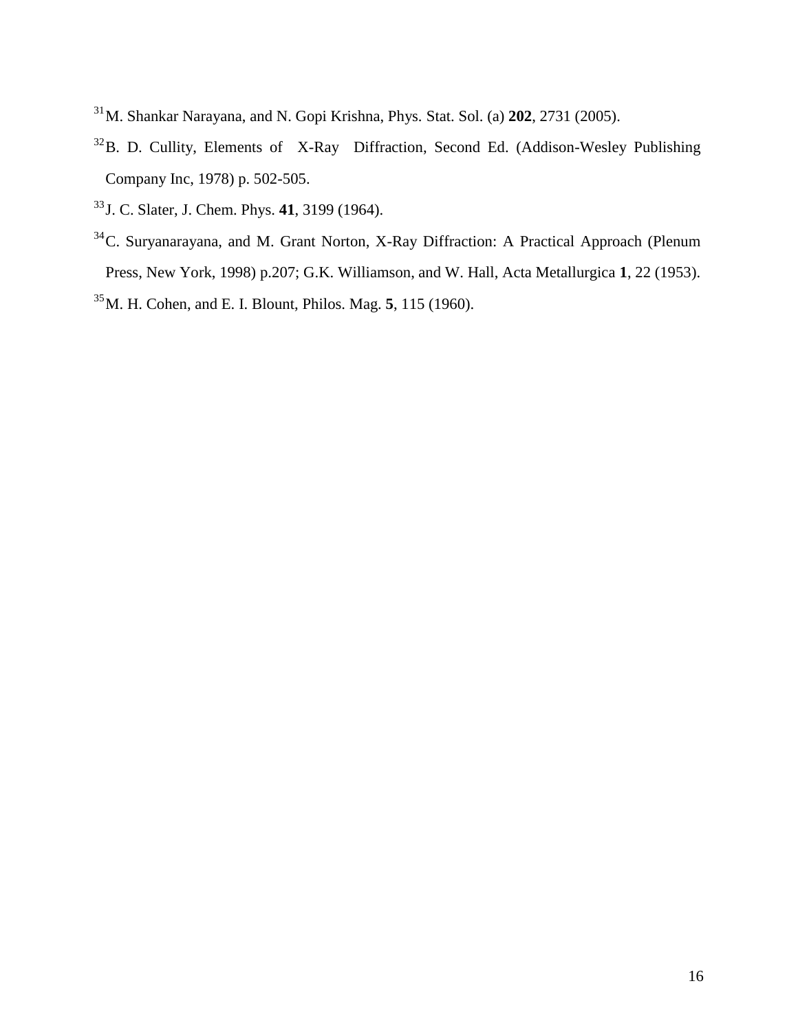[31] M. Shankar Narayana, and N. Gopi Krishna, Phys. Stat. Sol. (a) **202**, 2731 (2005).

[32] B. D. Cullity, Elements of X-Ray Diffraction, Second Ed. (Addison-Wesley Publishing Company Inc, 1978) p. 502-505.

[33] J. C. Slater, J. Chem. Phys. **41**, 3199 (1964).

[34] C. Suryanarayana, and M. Grant Norton, X-Ray Diffraction: A Practical Approach (Plenum Press, New York, 1998) p.207; G.K. Williamson, and W. Hall, Acta Metallurgica **1**, 22 (1953).

[35] M. H. Cohen, and E. I. Blount, Philos. Mag. **5**, 115 (1960).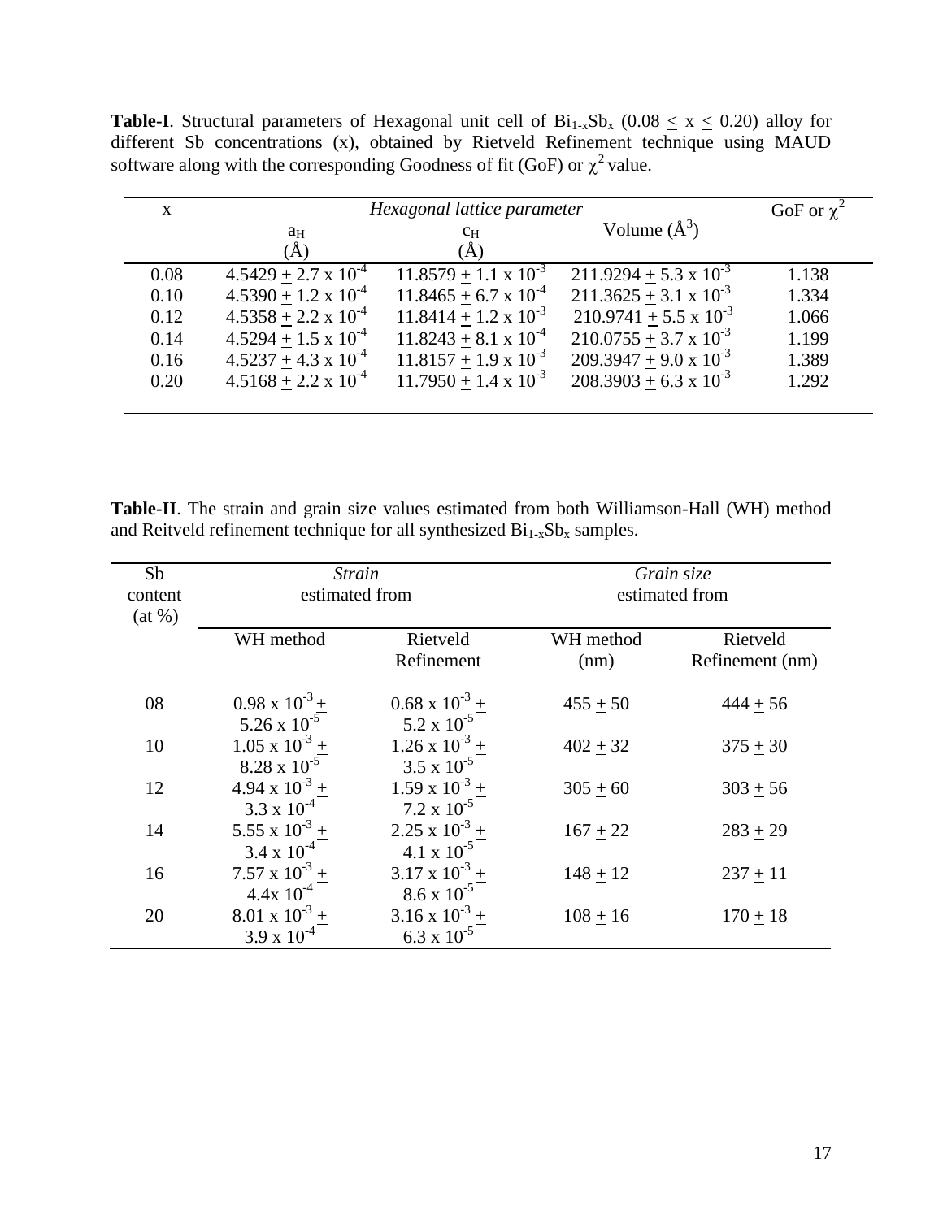**Table-I**. Structural parameters of Hexagonal unit cell of $Bi_{1-x}Sb_x$ ($0.08 \leq x \leq 0.20$) alloy for different Sb concentrations (x), obtained by Rietveld Refinement technique using MAUD software along with the corresponding Goodness of fit (GoF) or $\chi^2$ value.

| x | *Hexagonal lattice parameter* | | | GoF or $\chi^2$ |
|---|---|---|---|---|
| | $a_H$ (Å) | $c_H$ (Å) | Volume (Å$^3$) | |
| 0.08 | $4.5429 \pm 2.7 \times 10^{-4}$ | $11.8579 \pm 1.1 \times 10^{-3}$ | $211.9294 \pm 5.3 \times 10^{-3}$ | 1.138 |
| 0.10 | $4.5390 \pm 1.2 \times 10^{-4}$ | $11.8465 \pm 6.7 \times 10^{-4}$ | $211.3625 \pm 3.1 \times 10^{-3}$ | 1.334 |
| 0.12 | $4.5358 \pm 2.2 \times 10^{-4}$ | $11.8414 \pm 1.2 \times 10^{-3}$ | $210.9741 \pm 5.5 \times 10^{-3}$ | 1.066 |
| 0.14 | $4.5294 \pm 1.5 \times 10^{-4}$ | $11.8243 \pm 8.1 \times 10^{-4}$ | $210.0755 \pm 3.7 \times 10^{-3}$ | 1.199 |
| 0.16 | $4.5237 \pm 4.3 \times 10^{-4}$ | $11.8157 \pm 1.9 \times 10^{-3}$ | $209.3947 \pm 9.0 \times 10^{-3}$ | 1.389 |
| 0.20 | $4.5168 \pm 2.2 \times 10^{-4}$ | $11.7950 \pm 1.4 \times 10^{-3}$ | $208.3903 \pm 6.3 \times 10^{-3}$ | 1.292 |

**Table-II**. The strain and grain size values estimated from both Williamson-Hall (WH) method and Reitveld refinement technique for all synthesized $Bi_{1-x}Sb_x$ samples.

| Sb content (at %) | *Strain* estimated from | | *Grain size* estimated from | |
|---|---|---|---|---|
| | WH method | Rietveld Refinement | WH method (nm) | Rietveld Refinement (nm) |
| 08 | $0.98 \times 10^{-3} \pm 5.26 \times 10^{-5}$ | $0.68 \times 10^{-3} \pm 5.2 \times 10^{-5}$ | $455 \pm 50$ | $444 \pm 56$ |
| 10 | $1.05 \times 10^{-3} \pm 8.28 \times 10^{-5}$ | $1.26 \times 10^{-3} \pm 3.5 \times 10^{-5}$ | $402 \pm 32$ | $375 \pm 30$ |
| 12 | $4.94 \times 10^{-3} \pm 3.3 \times 10^{-4}$ | $1.59 \times 10^{-3} \pm 7.2 \times 10^{-5}$ | $305 \pm 60$ | $303 \pm 56$ |
| 14 | $5.55 \times 10^{-3} \pm 3.4 \times 10^{-4}$ | $2.25 \times 10^{-3} \pm 4.1 \times 10^{-5}$ | $167 \pm 22$ | $283 \pm 29$ |
| 16 | $7.57 \times 10^{-3} \pm 4.4 \times 10^{-4}$ | $3.17 \times 10^{-3} \pm 8.6 \times 10^{-5}$ | $148 \pm 12$ | $237 \pm 11$ |
| 20 | $8.01 \times 10^{-3} \pm 3.9 \times 10^{-4}$ | $3.16 \times 10^{-3} \pm 6.3 \times 10^{-5}$ | $108 \pm 16$ | $170 \pm 18$ |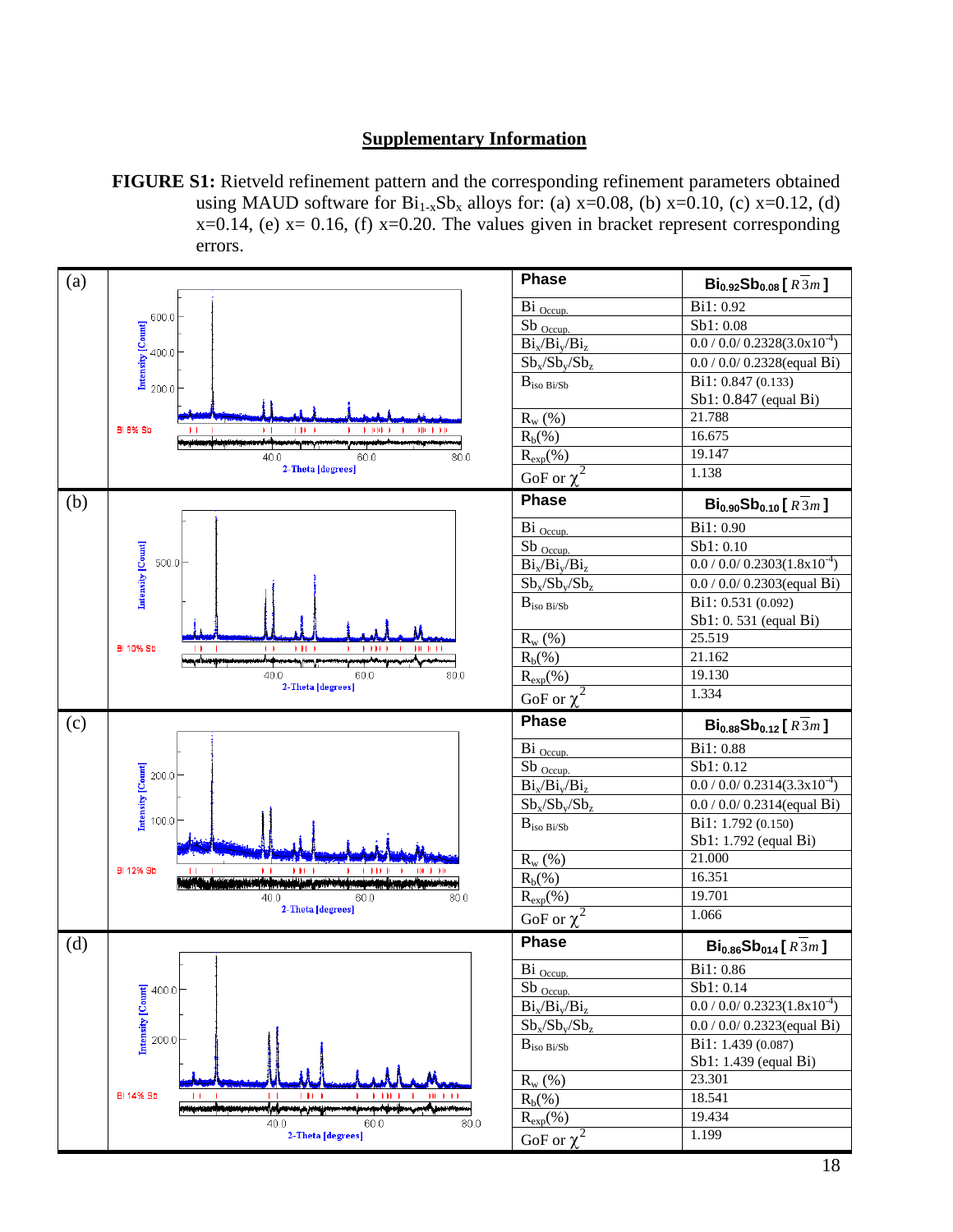## Supplementary Information

**FIGURE S1:** Rietveld refinement pattern and the corresponding refinement parameters obtained using MAUD software for $Bi_{1-x}Sb_x$ alloys for: (a) x=0.08, (b) x=0.10, (c) x=0.12, (d) x=0.14, (e) x= 0.16, (f) x=0.20. The values given in bracket represent corresponding errors.

(a)

| Phase | $Bi_{0.92}Sb_{0.08}$ [ $R\bar{3}m$ ] |
|---|---|
| $Bi_{Occup.}$ | Bi1: 0.92 |
| $Sb_{Occup.}$ | Sb1: 0.08 |
| $Bi_x/Bi_y/Bi_z$ | 0.0 / 0.0/ 0.2328($3.0x10^{-4}$) |
| $Sb_x/Sb_y/Sb_z$ | 0.0 / 0.0/ 0.2328(equal Bi) |
| $B_{iso\ Bi/Sb}$ | Bi1: 0.847 (0.133) Sb1: 0.847 (equal Bi) |
| $R_w$ (%) | 21.788 |
| $R_b$(%) | 16.675 |
| $R_{exp}$(%) | 19.147 |
| GoF or $\chi^2$ | 1.138 |

(b)

| Phase | $Bi_{0.90}Sb_{0.10}$ [ $R\bar{3}m$ ] |
|---|---|
| $Bi_{Occup.}$ | Bi1: 0.90 |
| $Sb_{Occup.}$ | Sb1: 0.10 |
| $Bi_x/Bi_y/Bi_z$ | 0.0 / 0.0/ 0.2303($1.8x10^{-4}$) |
| $Sb_x/Sb_y/Sb_z$ | 0.0 / 0.0/ 0.2303(equal Bi) |
| $B_{iso\ Bi/Sb}$ | Bi1: 0.531 (0.092) Sb1: 0. 531 (equal Bi) |
| $R_w$ (%) | 25.519 |
| $R_b$(%) | 21.162 |
| $R_{exp}$(%) | 19.130 |
| GoF or $\chi^2$ | 1.334 |

(c)

| Phase | $Bi_{0.88}Sb_{0.12}$ [ $R\bar{3}m$ ] |
|---|---|
| $Bi_{Occup.}$ | Bi1: 0.88 |
| $Sb_{Occup.}$ | Sb1: 0.12 |
| $Bi_x/Bi_y/Bi_z$ | 0.0 / 0.0/ 0.2314($3.3x10^{-4}$) |
| $Sb_x/Sb_y/Sb_z$ | 0.0 / 0.0/ 0.2314(equal Bi) |
| $B_{iso\ Bi/Sb}$ | Bi1: 1.792 (0.150) Sb1: 1.792 (equal Bi) |
| $R_w$ (%) | 21.000 |
| $R_b$(%) | 16.351 |
| $R_{exp}$(%) | 19.701 |
| GoF or $\chi^2$ | 1.066 |

(d)

| Phase | $Bi_{0.86}Sb_{014}$ [ $R\bar{3}m$ ] |
|---|---|
| $Bi_{Occup.}$ | Bi1: 0.86 |
| $Sb_{Occup.}$ | Sb1: 0.14 |
| $Bi_x/Bi_y/Bi_z$ | 0.0 / 0.0/ 0.2323($1.8x10^{-4}$) |
| $Sb_x/Sb_y/Sb_z$ | 0.0 / 0.0/ 0.2323(equal Bi) |
| $B_{iso\ Bi/Sb}$ | Bi1: 1.439 (0.087) Sb1: 1.439 (equal Bi) |
| $R_w$ (%) | 23.301 |
| $R_b$(%) | 18.541 |
| $R_{exp}$(%) | 19.434 |
| GoF or $\chi^2$ | 1.199 |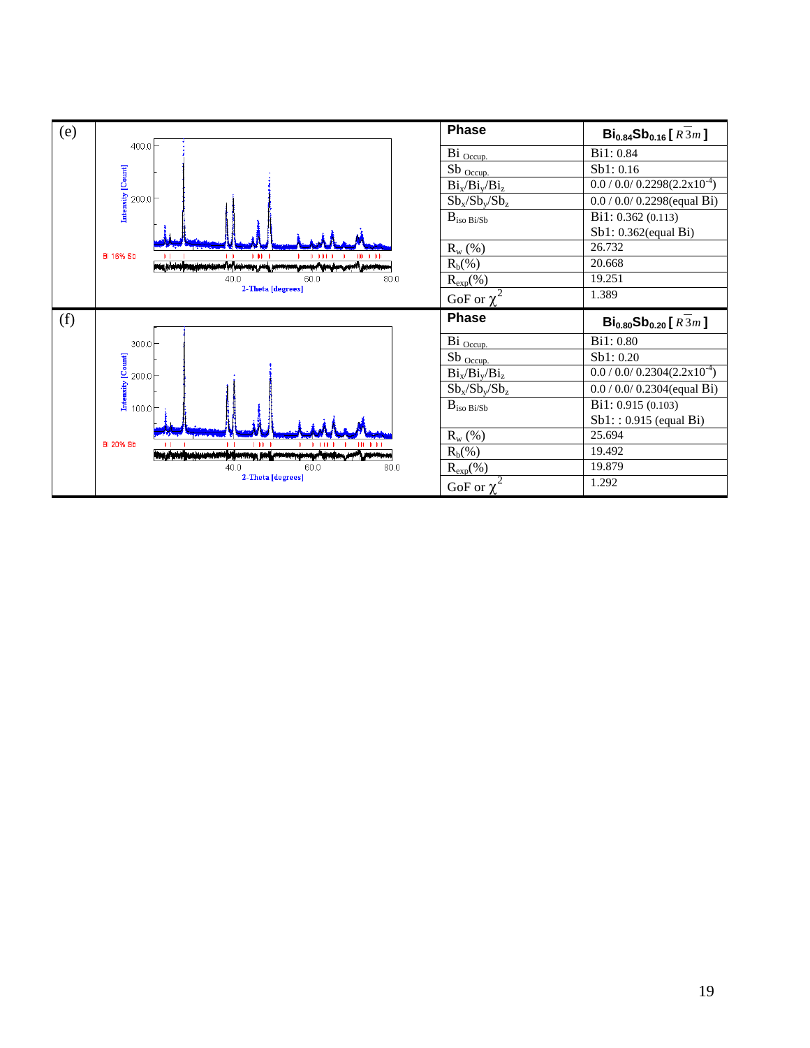| (e) | | Phase | $Bi_{0.84}Sb_{0.16}$ [ $R\bar{3}m$ ] |
|---|---|---|---|
| | Bi 16% Sb; Intensity [Count]; 2-Theta [degrees] | Bi $_{Occup.}$ | Bi1: 0.84 |
| | | Sb $_{Occup.}$ | Sb1: 0.16 |
| | | $Bi_x/Bi_y/Bi_z$ | 0.0 / 0.0/ 0.2298(2.2x$10^{-4}$) |
| | | $Sb_x/Sb_y/Sb_z$ | 0.0 / 0.0/ 0.2298(equal Bi) |
| | | $B_{iso\ Bi/Sb}$ | Bi1: 0.362 (0.113)<br>Sb1: 0.362(equal Bi) |
| | | $R_w$ (%) | 26.732 |
| | | $R_b$(%) | 20.668 |
| | | $R_{exp}$(%) | 19.251 |
| | | GoF or $\chi^2$ | 1.389 |
| (f) | | Phase | $Bi_{0.80}Sb_{0.20}$ [ $R\bar{3}m$ ] |
| | Bi 20% Sb; Intensity [Count]; 2-Theta [degrees] | Bi $_{Occup.}$ | Bi1: 0.80 |
| | | Sb $_{Occup.}$ | Sb1: 0.20 |
| | | $Bi_x/Bi_y/Bi_z$ | 0.0 / 0.0/ 0.2304(2.2x$10^{-4}$) |
| | | $Sb_x/Sb_y/Sb_z$ | 0.0 / 0.0/ 0.2304(equal Bi) |
| | | $B_{iso\ Bi/Sb}$ | Bi1: 0.915 (0.103)<br>Sb1: : 0.915 (equal Bi) |
| | | $R_w$ (%) | 25.694 |
| | | $R_b$(%) | 19.492 |
| | | $R_{exp}$(%) | 19.879 |
| | | GoF or $\chi^2$ | 1.292 |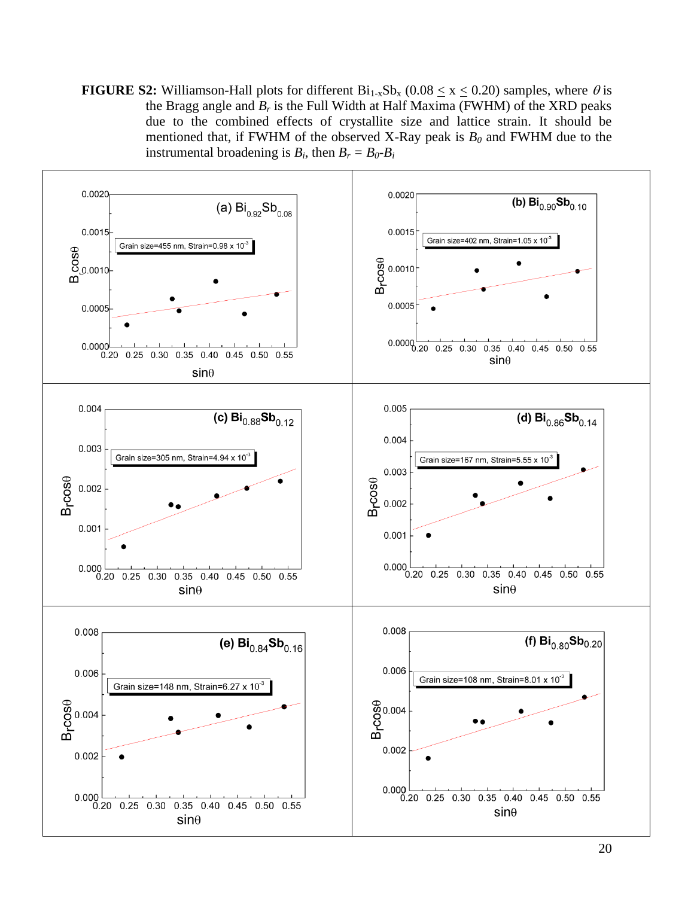**FIGURE S2:** Williamson-Hall plots for different $Bi_{1-x}Sb_x$ ($0.08 \leq x \leq 0.20$) samples, where $\theta$ is the Bragg angle and $B_r$ is the Full Width at Half Maxima (FWHM) of the XRD peaks due to the combined effects of crystallite size and lattice strain. It should be mentioned that, if FWHM of the observed X-Ray peak is $B_0$ and FWHM due to the instrumental broadening is $B_i$, then $B_r = B_0 - B_i$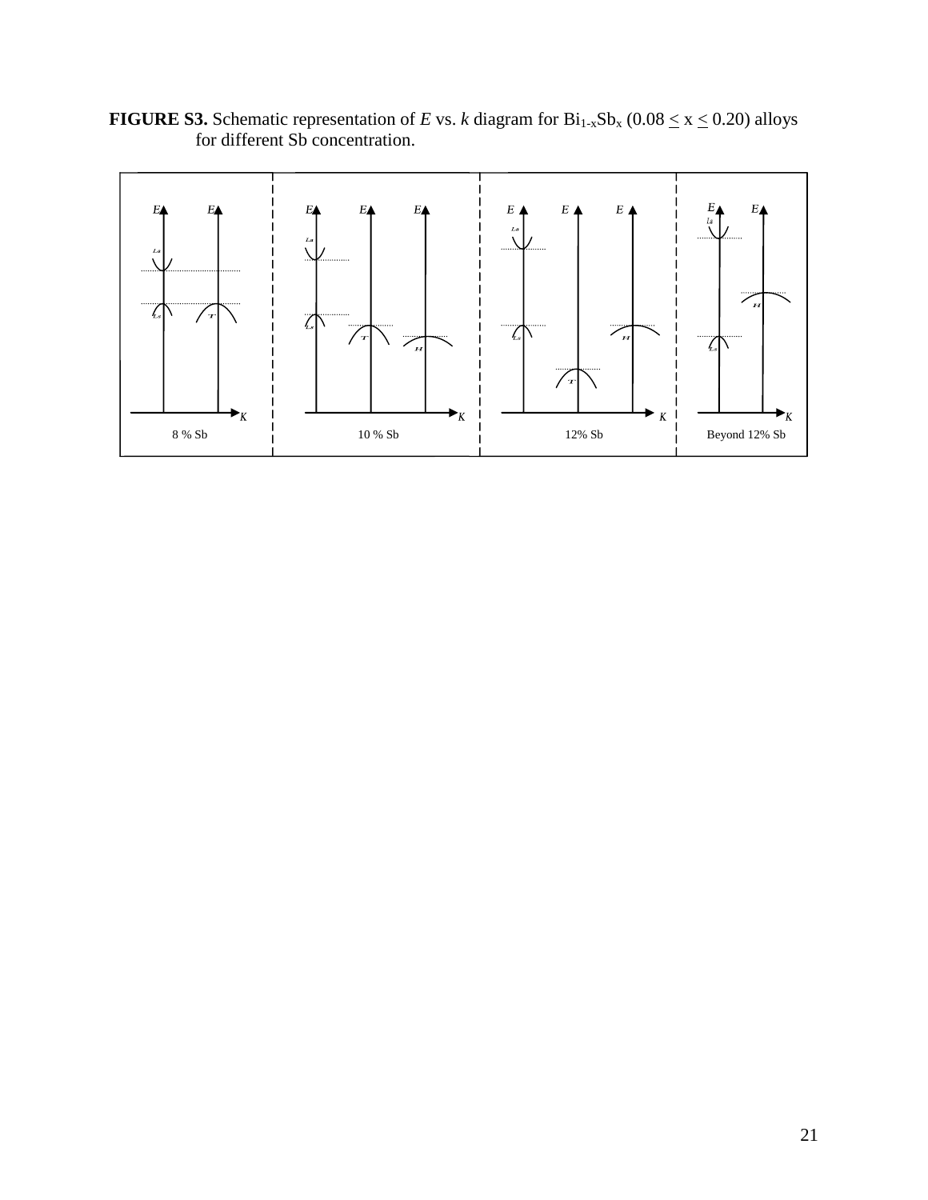**FIGURE S3.** Schematic representation of *E* vs. *k* diagram for $Bi_{1-x}Sb_x$ ($0.08 \leq x \leq 0.20$) alloys for different Sb concentration.

E E E E E E E E E E E

La Ls T

La Ls T H

La Ls T H

Ls H Ls

K K K K

8 % Sb

10 % Sb

12% Sb

Beyond 12% Sb